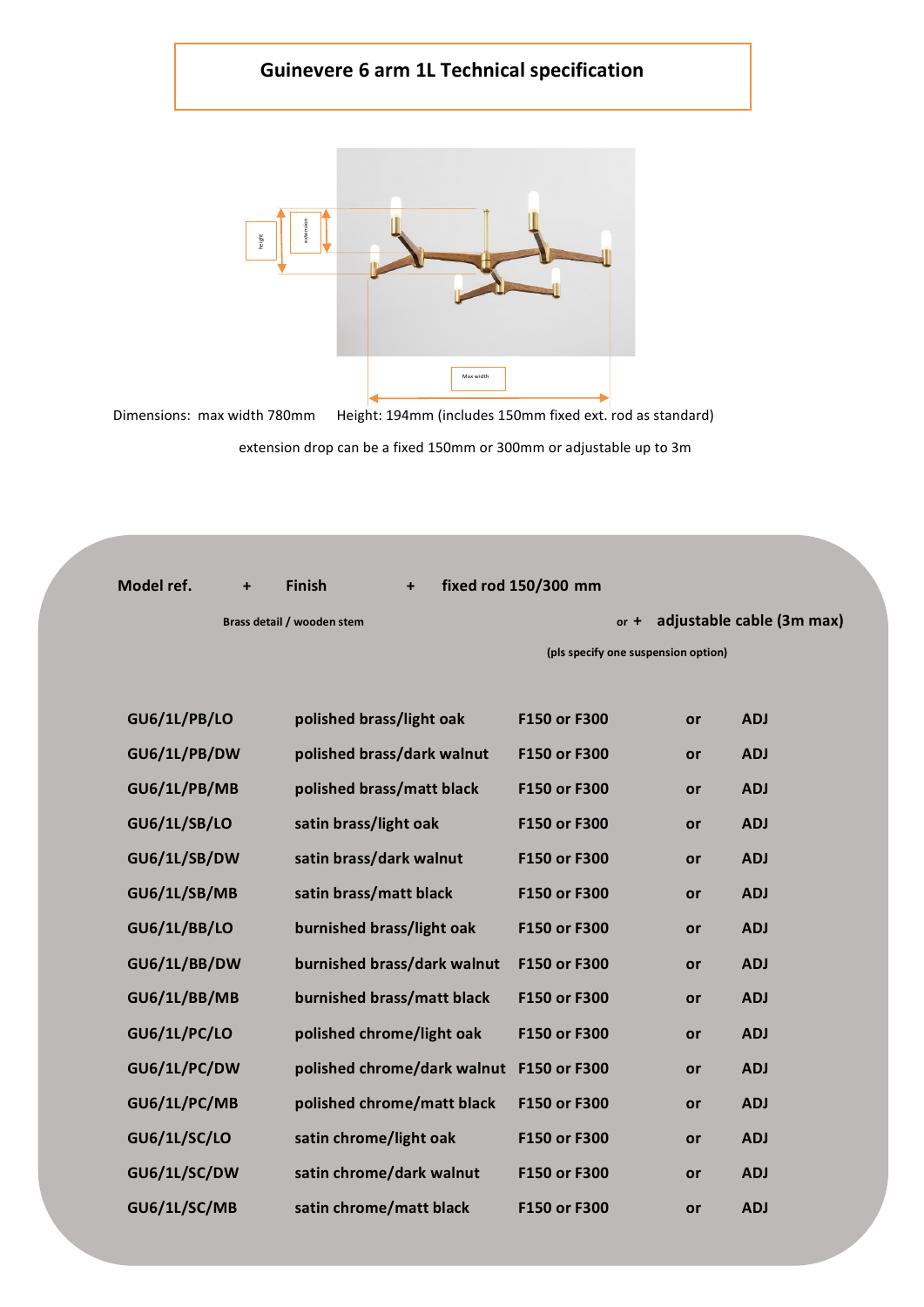# Guinevere 6 arm 1L Technical specification

Dimensions: max width 780mm    Height: 194mm (includes 150mm fixed ext. rod as standard)

extension drop can be a fixed 150mm or 300mm or adjustable up to 3m

**Model ref.** + **Finish** + **fixed rod 150/300 mm**

**Brass detail / wooden stem**

or + **adjustable cable (3m max)**

**(pls specify one suspension option)**

| Model ref. | Finish | Fixed rod | | Adjustable cable |
|---|---|---|---|---|
| GU6/1L/PB/LO | polished brass/light oak | F150 or F300 | or | ADJ |
| GU6/1L/PB/DW | polished brass/dark walnut | F150 or F300 | or | ADJ |
| GU6/1L/PB/MB | polished brass/matt black | F150 or F300 | or | ADJ |
| GU6/1L/SB/LO | satin brass/light oak | F150 or F300 | or | ADJ |
| GU6/1L/SB/DW | satin brass/dark walnut | F150 or F300 | or | ADJ |
| GU6/1L/SB/MB | satin brass/matt black | F150 or F300 | or | ADJ |
| GU6/1L/BB/LO | burnished brass/light oak | F150 or F300 | or | ADJ |
| GU6/1L/BB/DW | burnished brass/dark walnut | F150 or F300 | or | ADJ |
| GU6/1L/BB/MB | burnished brass/matt black | F150 or F300 | or | ADJ |
| GU6/1L/PC/LO | polished chrome/light oak | F150 or F300 | or | ADJ |
| GU6/1L/PC/DW | polished chrome/dark walnut | F150 or F300 | or | ADJ |
| GU6/1L/PC/MB | polished chrome/matt black | F150 or F300 | or | ADJ |
| GU6/1L/SC/LO | satin chrome/light oak | F150 or F300 | or | ADJ |
| GU6/1L/SC/DW | satin chrome/dark walnut | F150 or F300 | or | ADJ |
| GU6/1L/SC/MB | satin chrome/matt black | F150 or F300 | or | ADJ |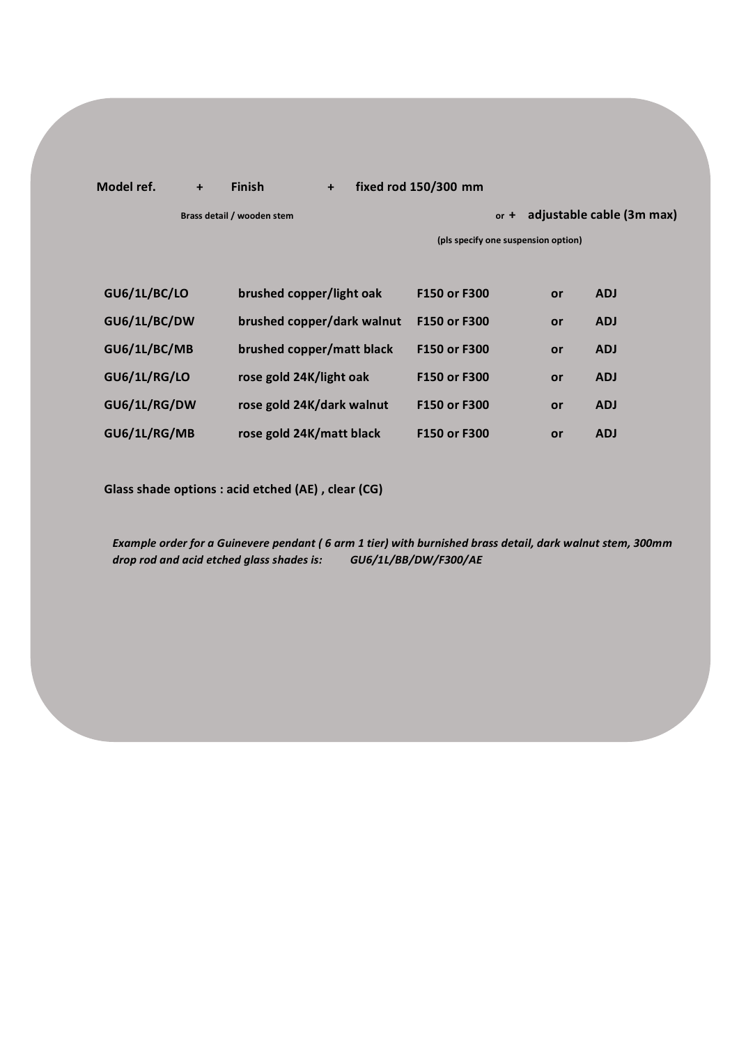**Model ref. + Finish + fixed rod 150/300 mm**

Brass detail / wooden stem

or + **adjustable cable (3m max)**

(pls specify one suspension option)

| | | | | |
|---|---|---|---|---|
| **GU6/1L/BC/LO** | **brushed copper/light oak** | **F150 or F300** | **or** | **ADJ** |
| **GU6/1L/BC/DW** | **brushed copper/dark walnut** | **F150 or F300** | **or** | **ADJ** |
| **GU6/1L/BC/MB** | **brushed copper/matt black** | **F150 or F300** | **or** | **ADJ** |
| **GU6/1L/RG/LO** | **rose gold 24K/light oak** | **F150 or F300** | **or** | **ADJ** |
| **GU6/1L/RG/DW** | **rose gold 24K/dark walnut** | **F150 or F300** | **or** | **ADJ** |
| **GU6/1L/RG/MB** | **rose gold 24K/matt black** | **F150 or F300** | **or** | **ADJ** |

**Glass shade options : acid etched (AE) , clear (CG)**

***Example order for a Guinevere pendant ( 6 arm 1 tier) with burnished brass detail, dark walnut stem, 300mm drop rod and acid etched glass shades is: GU6/1L/BB/DW/F300/AE***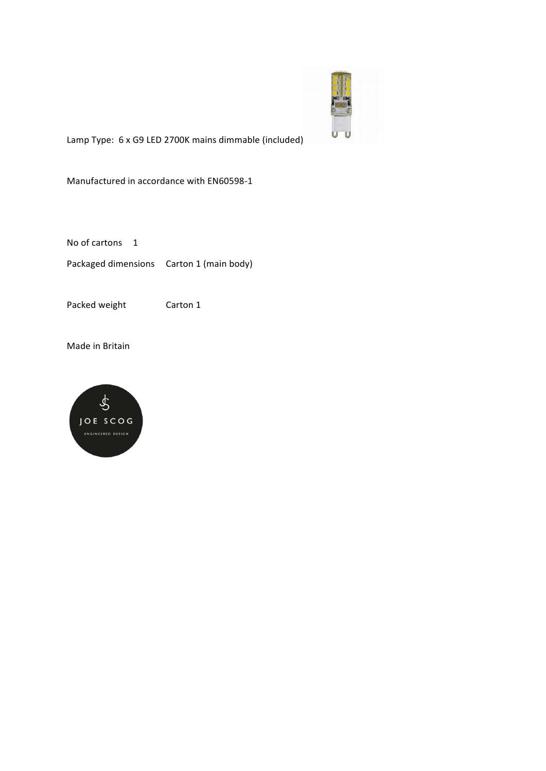Lamp Type: 6 x G9 LED 2700K mains dimmable (included)

Manufactured in accordance with EN60598-1

No of cartons 1

Packaged dimensions Carton 1 (main body)

Packed weight Carton 1

Made in Britain

JOE SCOG

ENGINEERED DESIGN